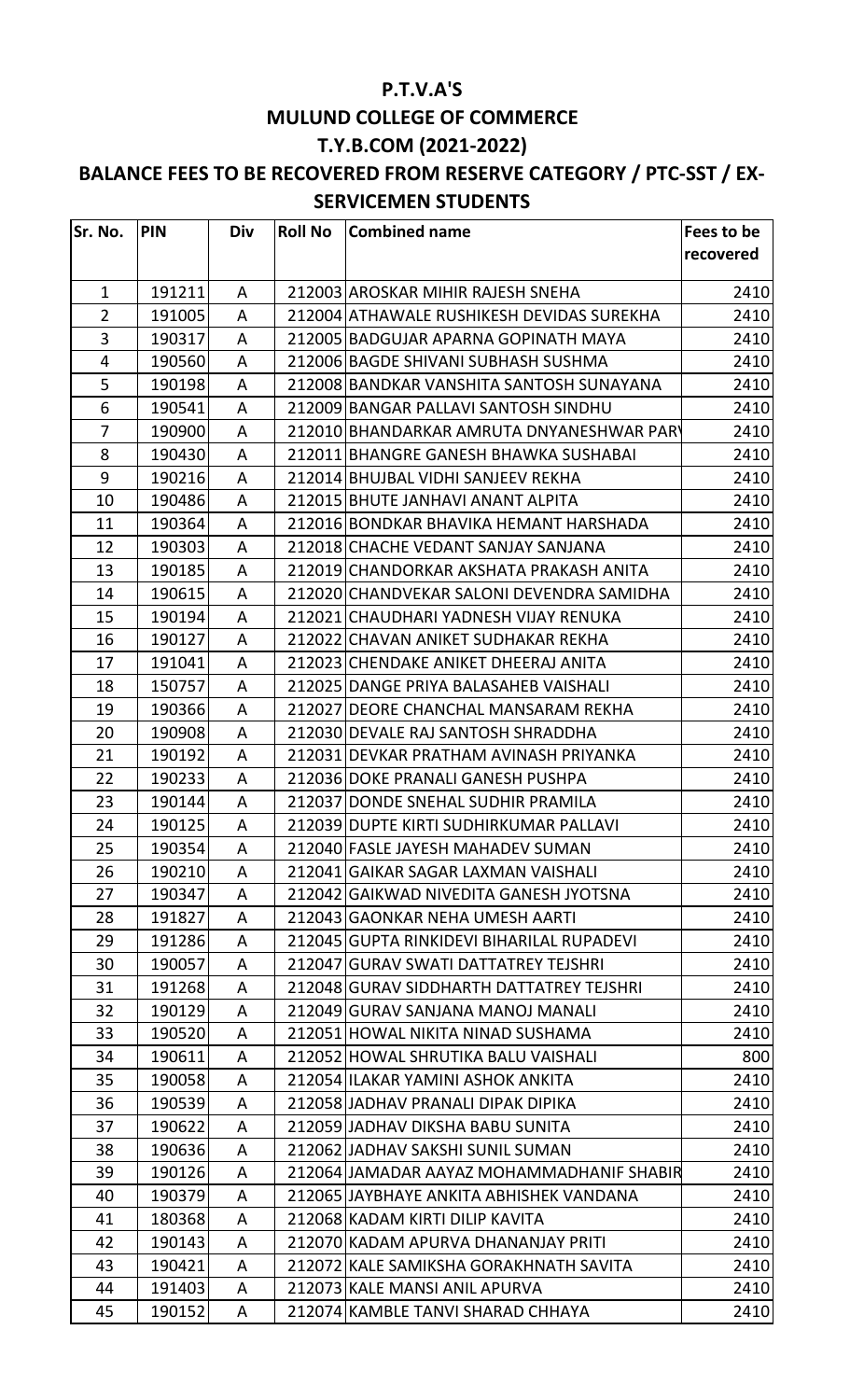# P.T.V.A'S

## MULUND COLLEGE OF COMMERCE

## T.Y.B.COM (2021-2022)

## BALANCE FEES TO BE RECOVERED FROM RESERVE CATEGORY / PTC-SST / EX-SERVICEMEN STUDENTS

| Sr. No. | PIN | Div | Roll No | Combined name | Fees to be recovered |
|---|---|---|---|---|---|
| 1 | 191211 | A | 212003 | AROSKAR MIHIR RAJESH SNEHA | 2410 |
| 2 | 191005 | A | 212004 | ATHAWALE RUSHIKESH DEVIDAS SUREKHA | 2410 |
| 3 | 190317 | A | 212005 | BADGUJAR APARNA GOPINATH MAYA | 2410 |
| 4 | 190560 | A | 212006 | BAGDE SHIVANI SUBHASH SUSHMA | 2410 |
| 5 | 190198 | A | 212008 | BANDKAR VANSHITA SANTOSH SUNAYANA | 2410 |
| 6 | 190541 | A | 212009 | BANGAR PALLAVI SANTOSH SINDHU | 2410 |
| 7 | 190900 | A | 212010 | BHANDARKAR AMRUTA DNYANESHWAR PARV | 2410 |
| 8 | 190430 | A | 212011 | BHANGRE GANESH BHAWKA SUSHABAI | 2410 |
| 9 | 190216 | A | 212014 | BHUJBAL VIDHI SANJEEV REKHA | 2410 |
| 10 | 190486 | A | 212015 | BHUTE JANHAVI ANANT ALPITA | 2410 |
| 11 | 190364 | A | 212016 | BONDKAR BHAVIKA HEMANT HARSHADA | 2410 |
| 12 | 190303 | A | 212018 | CHACHE VEDANT SANJAY SANJANA | 2410 |
| 13 | 190185 | A | 212019 | CHANDORKAR AKSHATA PRAKASH ANITA | 2410 |
| 14 | 190615 | A | 212020 | CHANDVEKAR SALONI DEVENDRA SAMIDHA | 2410 |
| 15 | 190194 | A | 212021 | CHAUDHARI YADNESH VIJAY RENUKA | 2410 |
| 16 | 190127 | A | 212022 | CHAVAN ANIKET SUDHAKAR REKHA | 2410 |
| 17 | 191041 | A | 212023 | CHENDAKE ANIKET DHEERAJ ANITA | 2410 |
| 18 | 150757 | A | 212025 | DANGE PRIYA BALASAHEB VAISHALI | 2410 |
| 19 | 190366 | A | 212027 | DEORE CHANCHAL MANSARAM REKHA | 2410 |
| 20 | 190908 | A | 212030 | DEVALE RAJ SANTOSH SHRADDHA | 2410 |
| 21 | 190192 | A | 212031 | DEVKAR PRATHAM AVINASH PRIYANKA | 2410 |
| 22 | 190233 | A | 212036 | DOKE PRANALI GANESH PUSHPA | 2410 |
| 23 | 190144 | A | 212037 | DONDE SNEHAL SUDHIR PRAMILA | 2410 |
| 24 | 190125 | A | 212039 | DUPTE KIRTI SUDHIRKUMAR PALLAVI | 2410 |
| 25 | 190354 | A | 212040 | FASLE JAYESH MAHADEV SUMAN | 2410 |
| 26 | 190210 | A | 212041 | GAIKAR SAGAR LAXMAN VAISHALI | 2410 |
| 27 | 190347 | A | 212042 | GAIKWAD NIVEDITA GANESH JYOTSNA | 2410 |
| 28 | 191827 | A | 212043 | GAONKAR NEHA UMESH AARTI | 2410 |
| 29 | 191286 | A | 212045 | GUPTA RINKIDEVI BIHARILAL RUPADEVI | 2410 |
| 30 | 190057 | A | 212047 | GURAV SWATI DATTATREY TEJSHRI | 2410 |
| 31 | 191268 | A | 212048 | GURAV SIDDHARTH DATTATREY TEJSHRI | 2410 |
| 32 | 190129 | A | 212049 | GURAV SANJANA MANOJ MANALI | 2410 |
| 33 | 190520 | A | 212051 | HOWAL NIKITA NINAD SUSHAMA | 2410 |
| 34 | 190611 | A | 212052 | HOWAL SHRUTIKA BALU VAISHALI | 800 |
| 35 | 190058 | A | 212054 | ILAKAR YAMINI ASHOK ANKITA | 2410 |
| 36 | 190539 | A | 212058 | JADHAV PRANALI DIPAK DIPIKA | 2410 |
| 37 | 190622 | A | 212059 | JADHAV DIKSHA BABU SUNITA | 2410 |
| 38 | 190636 | A | 212062 | JADHAV SAKSHI SUNIL SUMAN | 2410 |
| 39 | 190126 | A | 212064 | JAMADAR AAYAZ MOHAMMADHANIF SHABIR | 2410 |
| 40 | 190379 | A | 212065 | JAYBHAYE ANKITA ABHISHEK VANDANA | 2410 |
| 41 | 180368 | A | 212068 | KADAM KIRTI DILIP KAVITA | 2410 |
| 42 | 190143 | A | 212070 | KADAM APURVA DHANANJAY PRITI | 2410 |
| 43 | 190421 | A | 212072 | KALE SAMIKSHA GORAKHNATH SAVITA | 2410 |
| 44 | 191403 | A | 212073 | KALE MANSI ANIL APURVA | 2410 |
| 45 | 190152 | A | 212074 | KAMBLE TANVI SHARAD CHHAYA | 2410 |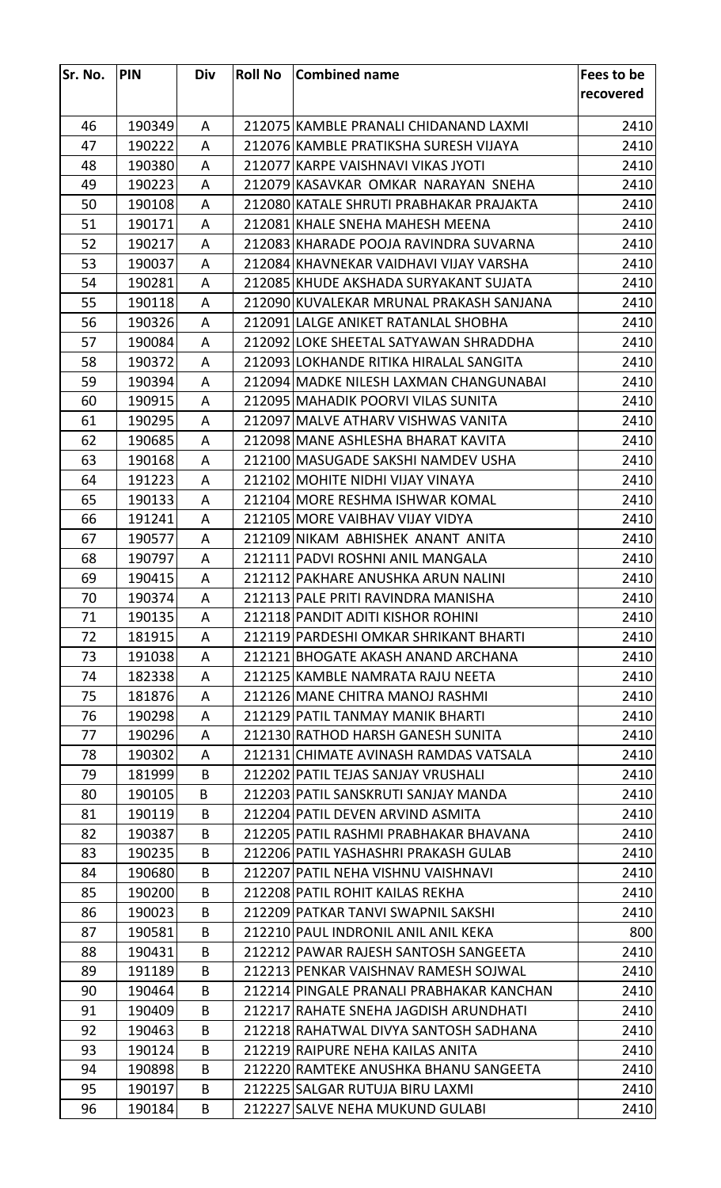| Sr. No. | PIN | Div | Roll No | Combined name | Fees to be recovered |
|---|---|---|---|---|---|
| 46 | 190349 | A | 212075 | KAMBLE PRANALI CHIDANAND LAXMI | 2410 |
| 47 | 190222 | A | 212076 | KAMBLE PRATIKSHA SURESH VIJAYA | 2410 |
| 48 | 190380 | A | 212077 | KARPE VAISHNAVI VIKAS JYOTI | 2410 |
| 49 | 190223 | A | 212079 | KASAVKAR OMKAR NARAYAN SNEHA | 2410 |
| 50 | 190108 | A | 212080 | KATALE SHRUTI PRABHAKAR PRAJAKTA | 2410 |
| 51 | 190171 | A | 212081 | KHALE SNEHA MAHESH MEENA | 2410 |
| 52 | 190217 | A | 212083 | KHARADE POOJA RAVINDRA SUVARNA | 2410 |
| 53 | 190037 | A | 212084 | KHAVNEKAR VAIDHAVI VIJAY VARSHA | 2410 |
| 54 | 190281 | A | 212085 | KHUDE AKSHADA SURYAKANT SUJATA | 2410 |
| 55 | 190118 | A | 212090 | KUVALEKAR MRUNAL PRAKASH SANJANA | 2410 |
| 56 | 190326 | A | 212091 | LALGE ANIKET RATANLAL SHOBHA | 2410 |
| 57 | 190084 | A | 212092 | LOKE SHEETAL SATYAWAN SHRADDHA | 2410 |
| 58 | 190372 | A | 212093 | LOKHANDE RITIKA HIRALAL SANGITA | 2410 |
| 59 | 190394 | A | 212094 | MADKE NILESH LAXMAN CHANGUNABAI | 2410 |
| 60 | 190915 | A | 212095 | MAHADIK POORVI VILAS SUNITA | 2410 |
| 61 | 190295 | A | 212097 | MALVE ATHARV VISHWAS VANITA | 2410 |
| 62 | 190685 | A | 212098 | MANE ASHLESHA BHARAT KAVITA | 2410 |
| 63 | 190168 | A | 212100 | MASUGADE SAKSHI NAMDEV USHA | 2410 |
| 64 | 191223 | A | 212102 | MOHITE NIDHI VIJAY VINAYA | 2410 |
| 65 | 190133 | A | 212104 | MORE RESHMA ISHWAR KOMAL | 2410 |
| 66 | 191241 | A | 212105 | MORE VAIBHAV VIJAY VIDYA | 2410 |
| 67 | 190577 | A | 212109 | NIKAM ABHISHEK ANANT ANITA | 2410 |
| 68 | 190797 | A | 212111 | PADVI ROSHNI ANIL MANGALA | 2410 |
| 69 | 190415 | A | 212112 | PAKHARE ANUSHKA ARUN NALINI | 2410 |
| 70 | 190374 | A | 212113 | PALE PRITI RAVINDRA MANISHA | 2410 |
| 71 | 190135 | A | 212118 | PANDIT ADITI KISHOR ROHINI | 2410 |
| 72 | 181915 | A | 212119 | PARDESHI OMKAR SHRIKANT BHARTI | 2410 |
| 73 | 191038 | A | 212121 | BHOGATE AKASH ANAND ARCHANA | 2410 |
| 74 | 182338 | A | 212125 | KAMBLE NAMRATA RAJU NEETA | 2410 |
| 75 | 181876 | A | 212126 | MANE CHITRA MANOJ RASHMI | 2410 |
| 76 | 190298 | A | 212129 | PATIL TANMAY MANIK BHARTI | 2410 |
| 77 | 190296 | A | 212130 | RATHOD HARSH GANESH SUNITA | 2410 |
| 78 | 190302 | A | 212131 | CHIMATE AVINASH RAMDAS VATSALA | 2410 |
| 79 | 181999 | B | 212202 | PATIL TEJAS SANJAY VRUSHALI | 2410 |
| 80 | 190105 | B | 212203 | PATIL SANSKRUTI SANJAY MANDA | 2410 |
| 81 | 190119 | B | 212204 | PATIL DEVEN ARVIND ASMITA | 2410 |
| 82 | 190387 | B | 212205 | PATIL RASHMI PRABHAKAR BHAVANA | 2410 |
| 83 | 190235 | B | 212206 | PATIL YASHASHRI PRAKASH GULAB | 2410 |
| 84 | 190680 | B | 212207 | PATIL NEHA VISHNU VAISHNAVI | 2410 |
| 85 | 190200 | B | 212208 | PATIL ROHIT KAILAS REKHA | 2410 |
| 86 | 190023 | B | 212209 | PATKAR TANVI SWAPNIL SAKSHI | 2410 |
| 87 | 190581 | B | 212210 | PAUL INDRONIL ANIL ANIL KEKA | 800 |
| 88 | 190431 | B | 212212 | PAWAR RAJESH SANTOSH SANGEETA | 2410 |
| 89 | 191189 | B | 212213 | PENKAR VAISHNAV RAMESH SOJWAL | 2410 |
| 90 | 190464 | B | 212214 | PINGALE PRANALI PRABHAKAR KANCHAN | 2410 |
| 91 | 190409 | B | 212217 | RAHATE SNEHA JAGDISH ARUNDHATI | 2410 |
| 92 | 190463 | B | 212218 | RAHATWAL DIVYA SANTOSH SADHANA | 2410 |
| 93 | 190124 | B | 212219 | RAIPURE NEHA KAILAS ANITA | 2410 |
| 94 | 190898 | B | 212220 | RAMTEKE ANUSHKA BHANU SANGEETA | 2410 |
| 95 | 190197 | B | 212225 | SALGAR RUTUJA BIRU LAXMI | 2410 |
| 96 | 190184 | B | 212227 | SALVE NEHA MUKUND GULABI | 2410 |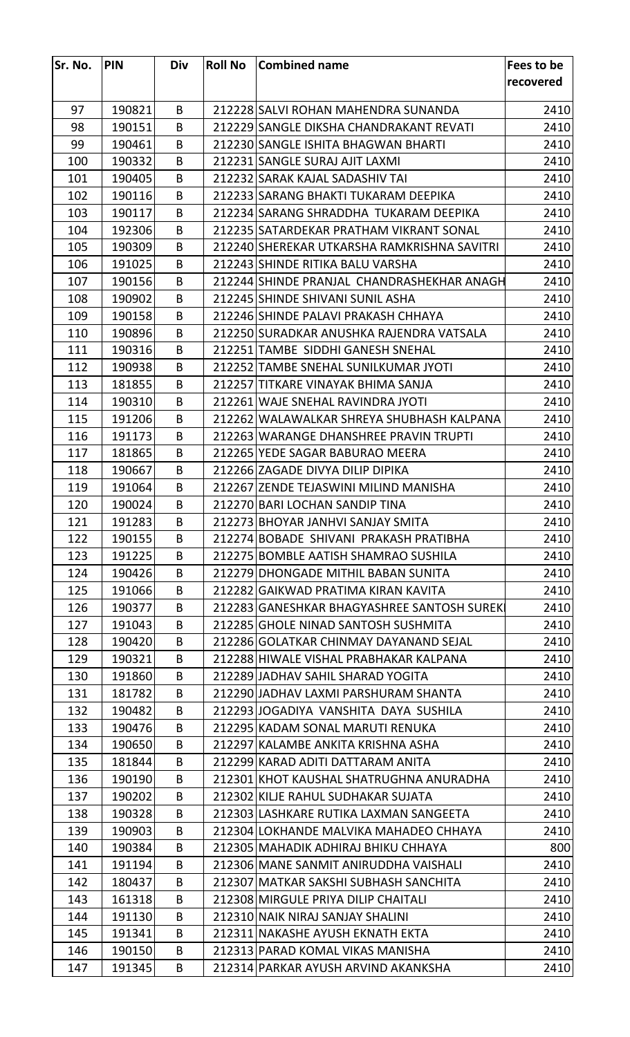| Sr. No. | PIN | Div | Roll No | Combined name | Fees to be recovered |
|---|---|---|---|---|---|
| 97 | 190821 | B | 212228 | SALVI ROHAN MAHENDRA SUNANDA | 2410 |
| 98 | 190151 | B | 212229 | SANGLE DIKSHA CHANDRAKANT REVATI | 2410 |
| 99 | 190461 | B | 212230 | SANGLE ISHITA BHAGWAN BHARTI | 2410 |
| 100 | 190332 | B | 212231 | SANGLE SURAJ AJIT LAXMI | 2410 |
| 101 | 190405 | B | 212232 | SARAK KAJAL SADASHIV TAI | 2410 |
| 102 | 190116 | B | 212233 | SARANG BHAKTI TUKARAM DEEPIKA | 2410 |
| 103 | 190117 | B | 212234 | SARANG SHRADDHA TUKARAM DEEPIKA | 2410 |
| 104 | 192306 | B | 212235 | SATARDEKAR PRATHAM VIKRANT SONAL | 2410 |
| 105 | 190309 | B | 212240 | SHEREKAR UTKARSHA RAMKRISHNA SAVITRI | 2410 |
| 106 | 191025 | B | 212243 | SHINDE RITIKA BALU VARSHA | 2410 |
| 107 | 190156 | B | 212244 | SHINDE PRANJAL CHANDRASHEKHAR ANAGH | 2410 |
| 108 | 190902 | B | 212245 | SHINDE SHIVANI SUNIL ASHA | 2410 |
| 109 | 190158 | B | 212246 | SHINDE PALAVI PRAKASH CHHAYA | 2410 |
| 110 | 190896 | B | 212250 | SURADKAR ANUSHKA RAJENDRA VATSALA | 2410 |
| 111 | 190316 | B | 212251 | TAMBE SIDDHI GANESH SNEHAL | 2410 |
| 112 | 190938 | B | 212252 | TAMBE SNEHAL SUNILKUMAR JYOTI | 2410 |
| 113 | 181855 | B | 212257 | TITKARE VINAYAK BHIMA SANJA | 2410 |
| 114 | 190310 | B | 212261 | WAJE SNEHAL RAVINDRA JYOTI | 2410 |
| 115 | 191206 | B | 212262 | WALAWALKAR SHREYA SHUBHASH KALPANA | 2410 |
| 116 | 191173 | B | 212263 | WARANGE DHANSHREE PRAVIN TRUPTI | 2410 |
| 117 | 181865 | B | 212265 | YEDE SAGAR BABURAO MEERA | 2410 |
| 118 | 190667 | B | 212266 | ZAGADE DIVYA DILIP DIPIKA | 2410 |
| 119 | 191064 | B | 212267 | ZENDE TEJASWINI MILIND MANISHA | 2410 |
| 120 | 190024 | B | 212270 | BARI LOCHAN SANDIP TINA | 2410 |
| 121 | 191283 | B | 212273 | BHOYAR JANHVI SANJAY SMITA | 2410 |
| 122 | 190155 | B | 212274 | BOBADE SHIVANI PRAKASH PRATIBHA | 2410 |
| 123 | 191225 | B | 212275 | BOMBLE AATISH SHAMRAO SUSHILA | 2410 |
| 124 | 190426 | B | 212279 | DHONGADE MITHIL BABAN SUNITA | 2410 |
| 125 | 191066 | B | 212282 | GAIKWAD PRATIMA KIRAN KAVITA | 2410 |
| 126 | 190377 | B | 212283 | GANESHKAR BHAGYASHREE SANTOSH SUREKI | 2410 |
| 127 | 191043 | B | 212285 | GHOLE NINAD SANTOSH SUSHMITA | 2410 |
| 128 | 190420 | B | 212286 | GOLATKAR CHINMAY DAYANAND SEJAL | 2410 |
| 129 | 190321 | B | 212288 | HIWALE VISHAL PRABHAKAR KALPANA | 2410 |
| 130 | 191860 | B | 212289 | JADHAV SAHIL SHARAD YOGITA | 2410 |
| 131 | 181782 | B | 212290 | JADHAV LAXMI PARSHURAM SHANTA | 2410 |
| 132 | 190482 | B | 212293 | JOGADIYA VANSHITA DAYA SUSHILA | 2410 |
| 133 | 190476 | B | 212295 | KADAM SONAL MARUTI RENUKA | 2410 |
| 134 | 190650 | B | 212297 | KALAMBE ANKITA KRISHNA ASHA | 2410 |
| 135 | 181844 | B | 212299 | KARAD ADITI DATTARAM ANITA | 2410 |
| 136 | 190190 | B | 212301 | KHOT KAUSHAL SHATRUGHNA ANURADHA | 2410 |
| 137 | 190202 | B | 212302 | KILJE RAHUL SUDHAKAR SUJATA | 2410 |
| 138 | 190328 | B | 212303 | LASHKARE RUTIKA LAXMAN SANGEETA | 2410 |
| 139 | 190903 | B | 212304 | LOKHANDE MALVIKA MAHADEO CHHAYA | 2410 |
| 140 | 190384 | B | 212305 | MAHADIK ADHIRAJ BHIKU CHHAYA | 800 |
| 141 | 191194 | B | 212306 | MANE SANMIT ANIRUDDHA VAISHALI | 2410 |
| 142 | 180437 | B | 212307 | MATKAR SAKSHI SUBHASH SANCHITA | 2410 |
| 143 | 161318 | B | 212308 | MIRGULE PRIYA DILIP CHAITALI | 2410 |
| 144 | 191130 | B | 212310 | NAIK NIRAJ SANJAY SHALINI | 2410 |
| 145 | 191341 | B | 212311 | NAKASHE AYUSH EKNATH EKTA | 2410 |
| 146 | 190150 | B | 212313 | PARAD KOMAL VIKAS MANISHA | 2410 |
| 147 | 191345 | B | 212314 | PARKAR AYUSH ARVIND AKANKSHA | 2410 |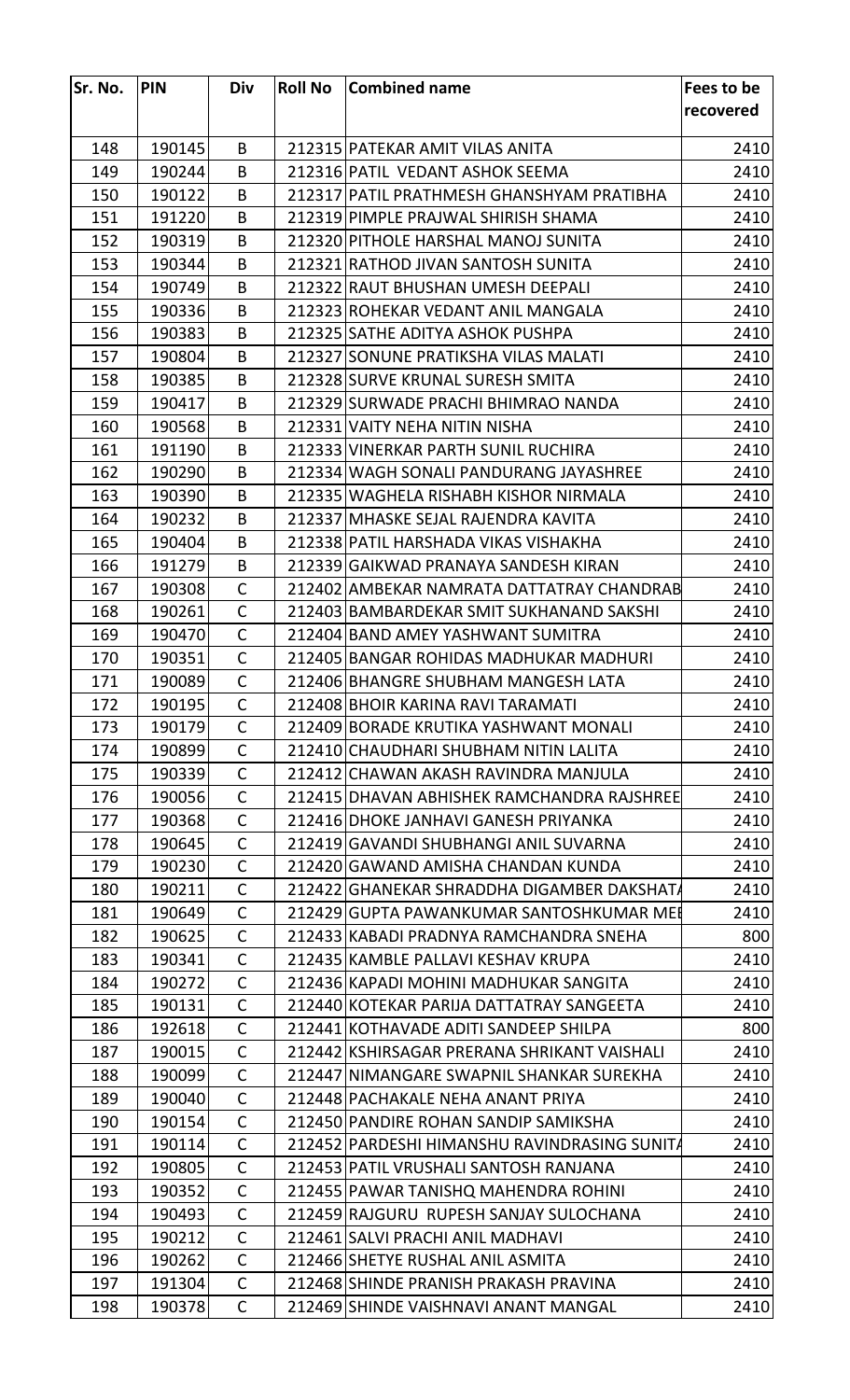| Sr. No. | PIN | Div | Roll No | Combined name | Fees to be recovered |
|---|---|---|---|---|---|
| 148 | 190145 | B | 212315 | PATEKAR AMIT VILAS ANITA | 2410 |
| 149 | 190244 | B | 212316 | PATIL  VEDANT ASHOK SEEMA | 2410 |
| 150 | 190122 | B | 212317 | PATIL PRATHMESH GHANSHYAM PRATIBHA | 2410 |
| 151 | 191220 | B | 212319 | PIMPLE PRAJWAL SHIRISH SHAMA | 2410 |
| 152 | 190319 | B | 212320 | PITHOLE HARSHAL MANOJ SUNITA | 2410 |
| 153 | 190344 | B | 212321 | RATHOD JIVAN SANTOSH SUNITA | 2410 |
| 154 | 190749 | B | 212322 | RAUT BHUSHAN UMESH DEEPALI | 2410 |
| 155 | 190336 | B | 212323 | ROHEKAR VEDANT ANIL MANGALA | 2410 |
| 156 | 190383 | B | 212325 | SATHE ADITYA ASHOK PUSHPA | 2410 |
| 157 | 190804 | B | 212327 | SONUNE PRATIKSHA VILAS MALATI | 2410 |
| 158 | 190385 | B | 212328 | SURVE KRUNAL SURESH SMITA | 2410 |
| 159 | 190417 | B | 212329 | SURWADE PRACHI BHIMRAO NANDA | 2410 |
| 160 | 190568 | B | 212331 | VAITY NEHA NITIN NISHA | 2410 |
| 161 | 191190 | B | 212333 | VINERKAR PARTH SUNIL RUCHIRA | 2410 |
| 162 | 190290 | B | 212334 | WAGH SONALI PANDURANG JAYASHREE | 2410 |
| 163 | 190390 | B | 212335 | WAGHELA RISHABH KISHOR NIRMALA | 2410 |
| 164 | 190232 | B | 212337 | MHASKE SEJAL RAJENDRA KAVITA | 2410 |
| 165 | 190404 | B | 212338 | PATIL HARSHADA VIKAS VISHAKHA | 2410 |
| 166 | 191279 | B | 212339 | GAIKWAD PRANAYA SANDESH KIRAN | 2410 |
| 167 | 190308 | C | 212402 | AMBEKAR NAMRATA DATTATRAY CHANDRAB | 2410 |
| 168 | 190261 | C | 212403 | BAMBARDEKAR SMIT SUKHANAND SAKSHI | 2410 |
| 169 | 190470 | C | 212404 | BAND AMEY YASHWANT SUMITRA | 2410 |
| 170 | 190351 | C | 212405 | BANGAR ROHIDAS MADHUKAR MADHURI | 2410 |
| 171 | 190089 | C | 212406 | BHANGRE SHUBHAM MANGESH LATA | 2410 |
| 172 | 190195 | C | 212408 | BHOIR KARINA RAVI TARAMATI | 2410 |
| 173 | 190179 | C | 212409 | BORADE KRUTIKA YASHWANT MONALI | 2410 |
| 174 | 190899 | C | 212410 | CHAUDHARI SHUBHAM NITIN LALITA | 2410 |
| 175 | 190339 | C | 212412 | CHAWAN AKASH RAVINDRA MANJULA | 2410 |
| 176 | 190056 | C | 212415 | DHAVAN ABHISHEK RAMCHANDRA RAJSHREE | 2410 |
| 177 | 190368 | C | 212416 | DHOKE JANHAVI GANESH PRIYANKA | 2410 |
| 178 | 190645 | C | 212419 | GAVANDI SHUBHANGI ANIL SUVARNA | 2410 |
| 179 | 190230 | C | 212420 | GAWAND AMISHA CHANDAN KUNDA | 2410 |
| 180 | 190211 | C | 212422 | GHANEKAR SHRADDHA DIGAMBER DAKSHATA | 2410 |
| 181 | 190649 | C | 212429 | GUPTA PAWANKUMAR SANTOSHKUMAR MEE | 2410 |
| 182 | 190625 | C | 212433 | KABADI PRADNYA RAMCHANDRA SNEHA | 800 |
| 183 | 190341 | C | 212435 | KAMBLE PALLAVI KESHAV KRUPA | 2410 |
| 184 | 190272 | C | 212436 | KAPADI MOHINI MADHUKAR SANGITA | 2410 |
| 185 | 190131 | C | 212440 | KOTEKAR PARIJA DATTATRAY SANGEETA | 2410 |
| 186 | 192618 | C | 212441 | KOTHAVADE ADITI SANDEEP SHILPA | 800 |
| 187 | 190015 | C | 212442 | KSHIRSAGAR PRERANA SHRIKANT VAISHALI | 2410 |
| 188 | 190099 | C | 212447 | NIMANGARE SWAPNIL SHANKAR SUREKHA | 2410 |
| 189 | 190040 | C | 212448 | PACHAKALE NEHA ANANT PRIYA | 2410 |
| 190 | 190154 | C | 212450 | PANDIRE ROHAN SANDIP SAMIKSHA | 2410 |
| 191 | 190114 | C | 212452 | PARDESHI HIMANSHU RAVINDRASING SUNITA | 2410 |
| 192 | 190805 | C | 212453 | PATIL VRUSHALI SANTOSH RANJANA | 2410 |
| 193 | 190352 | C | 212455 | PAWAR TANISHQ MAHENDRA ROHINI | 2410 |
| 194 | 190493 | C | 212459 | RAJGURU  RUPESH SANJAY SULOCHANA | 2410 |
| 195 | 190212 | C | 212461 | SALVI PRACHI ANIL MADHAVI | 2410 |
| 196 | 190262 | C | 212466 | SHETYE RUSHAL ANIL ASMITA | 2410 |
| 197 | 191304 | C | 212468 | SHINDE PRANISH PRAKASH PRAVINA | 2410 |
| 198 | 190378 | C | 212469 | SHINDE VAISHNAVI ANANT MANGAL | 2410 |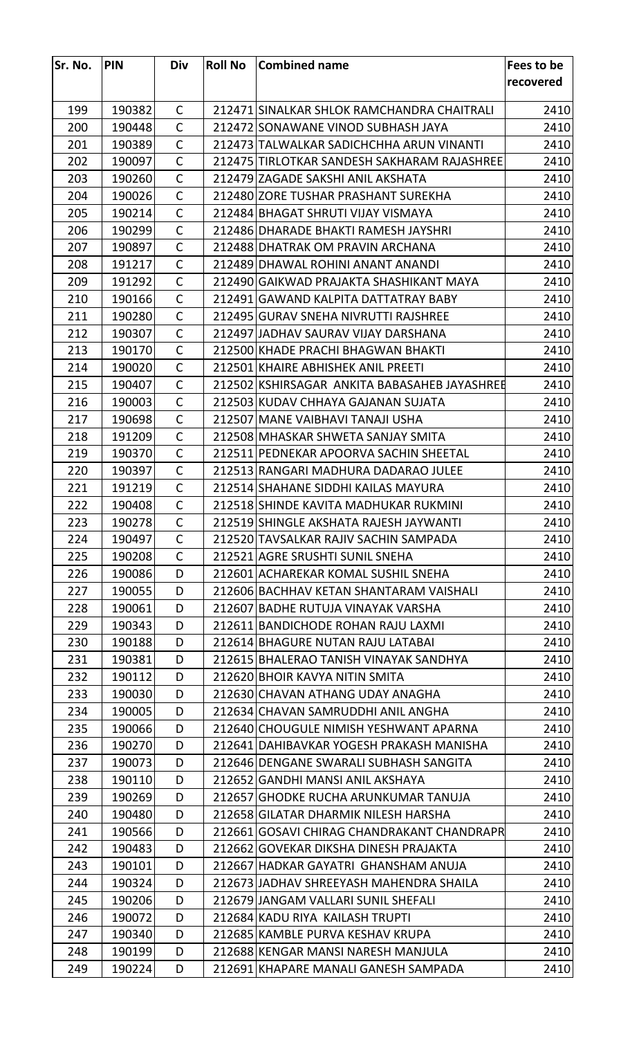| Sr. No. | PIN | Div | Roll No | Combined name | Fees to be recovered |
|---|---|---|---|---|---|
| 199 | 190382 | C | 212471 | SINALKAR SHLOK RAMCHANDRA CHAITRALI | 2410 |
| 200 | 190448 | C | 212472 | SONAWANE VINOD SUBHASH JAYA | 2410 |
| 201 | 190389 | C | 212473 | TALWALKAR SADICHCHHA ARUN VINANTI | 2410 |
| 202 | 190097 | C | 212475 | TIRLOTKAR SANDESH SAKHARAM RAJASHREE | 2410 |
| 203 | 190260 | C | 212479 | ZAGADE SAKSHI ANIL AKSHATA | 2410 |
| 204 | 190026 | C | 212480 | ZORE TUSHAR PRASHANT SUREKHA | 2410 |
| 205 | 190214 | C | 212484 | BHAGAT SHRUTI VIJAY VISMAYA | 2410 |
| 206 | 190299 | C | 212486 | DHARADE BHAKTI RAMESH JAYSHRI | 2410 |
| 207 | 190897 | C | 212488 | DHATRAK OM PRAVIN ARCHANA | 2410 |
| 208 | 191217 | C | 212489 | DHAWAL ROHINI ANANT ANANDI | 2410 |
| 209 | 191292 | C | 212490 | GAIKWAD PRAJAKTA SHASHIKANT MAYA | 2410 |
| 210 | 190166 | C | 212491 | GAWAND KALPITA DATTATRAY BABY | 2410 |
| 211 | 190280 | C | 212495 | GURAV SNEHA NIVRUTTI RAJSHREE | 2410 |
| 212 | 190307 | C | 212497 | JADHAV SAURAV VIJAY DARSHANA | 2410 |
| 213 | 190170 | C | 212500 | KHADE PRACHI BHAGWAN BHAKTI | 2410 |
| 214 | 190020 | C | 212501 | KHAIRE ABHISHEK ANIL PREETI | 2410 |
| 215 | 190407 | C | 212502 | KSHIRSAGAR ANKITA BABASAHEB JAYASHREE | 2410 |
| 216 | 190003 | C | 212503 | KUDAV CHHAYA GAJANAN SUJATA | 2410 |
| 217 | 190698 | C | 212507 | MANE VAIBHAVI TANAJI USHA | 2410 |
| 218 | 191209 | C | 212508 | MHASKAR SHWETA SANJAY SMITA | 2410 |
| 219 | 190370 | C | 212511 | PEDNEKAR APOORVA SACHIN SHEETAL | 2410 |
| 220 | 190397 | C | 212513 | RANGARI MADHURA DADARAO JULEE | 2410 |
| 221 | 191219 | C | 212514 | SHAHANE SIDDHI KAILAS MAYURA | 2410 |
| 222 | 190408 | C | 212518 | SHINDE KAVITA MADHUKAR RUKMINI | 2410 |
| 223 | 190278 | C | 212519 | SHINGLE AKSHATA RAJESH JAYWANTI | 2410 |
| 224 | 190497 | C | 212520 | TAVSALKAR RAJIV SACHIN SAMPADA | 2410 |
| 225 | 190208 | C | 212521 | AGRE SRUSHTI SUNIL SNEHA | 2410 |
| 226 | 190086 | D | 212601 | ACHAREKAR KOMAL SUSHIL SNEHA | 2410 |
| 227 | 190055 | D | 212606 | BACHHAV KETAN SHANTARAM VAISHALI | 2410 |
| 228 | 190061 | D | 212607 | BADHE RUTUJA VINAYAK VARSHA | 2410 |
| 229 | 190343 | D | 212611 | BANDICHODE ROHAN RAJU LAXMI | 2410 |
| 230 | 190188 | D | 212614 | BHAGURE NUTAN RAJU LATABAI | 2410 |
| 231 | 190381 | D | 212615 | BHALERAO TANISH VINAYAK SANDHYA | 2410 |
| 232 | 190112 | D | 212620 | BHOIR KAVYA NITIN SMITA | 2410 |
| 233 | 190030 | D | 212630 | CHAVAN ATHANG UDAY ANAGHA | 2410 |
| 234 | 190005 | D | 212634 | CHAVAN SAMRUDDHI ANIL ANGHA | 2410 |
| 235 | 190066 | D | 212640 | CHOUGULE NIMISH YESHWANT APARNA | 2410 |
| 236 | 190270 | D | 212641 | DAHIBAVKAR YOGESH PRAKASH MANISHA | 2410 |
| 237 | 190073 | D | 212646 | DENGANE SWARALI SUBHASH SANGITA | 2410 |
| 238 | 190110 | D | 212652 | GANDHI MANSI ANIL AKSHAYA | 2410 |
| 239 | 190269 | D | 212657 | GHODKE RUCHA ARUNKUMAR TANUJA | 2410 |
| 240 | 190480 | D | 212658 | GILATAR DHARMIK NILESH HARSHA | 2410 |
| 241 | 190566 | D | 212661 | GOSAVI CHIRAG CHANDRAKANT CHANDRAPR | 2410 |
| 242 | 190483 | D | 212662 | GOVEKAR DIKSHA DINESH PRAJAKTA | 2410 |
| 243 | 190101 | D | 212667 | HADKAR GAYATRI GHANSHAM ANUJA | 2410 |
| 244 | 190324 | D | 212673 | JADHAV SHREEYASH MAHENDRA SHAILA | 2410 |
| 245 | 190206 | D | 212679 | JANGAM VALLARI SUNIL SHEFALI | 2410 |
| 246 | 190072 | D | 212684 | KADU RIYA KAILASH TRUPTI | 2410 |
| 247 | 190340 | D | 212685 | KAMBLE PURVA KESHAV KRUPA | 2410 |
| 248 | 190199 | D | 212688 | KENGAR MANSI NARESH MANJULA | 2410 |
| 249 | 190224 | D | 212691 | KHAPARE MANALI GANESH SAMPADA | 2410 |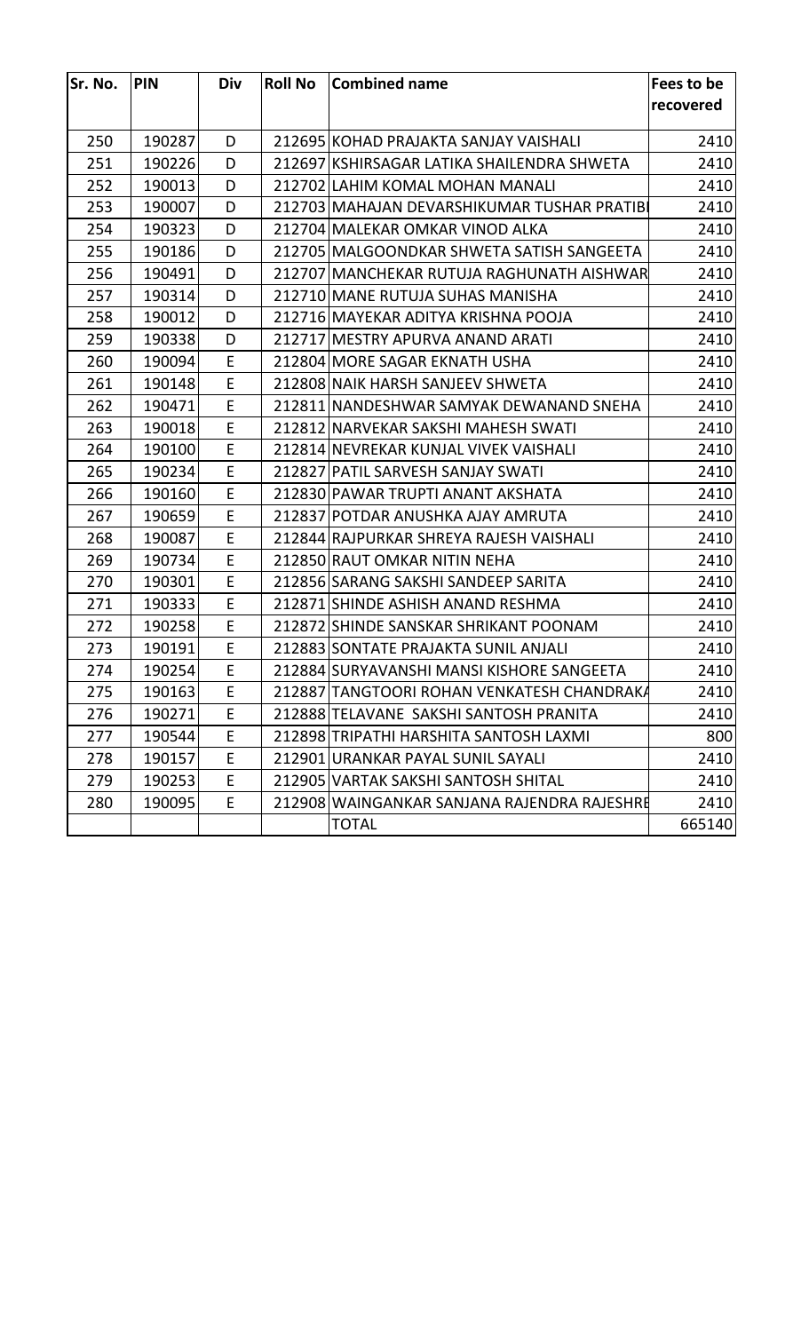| Sr. No. | PIN | Div | Roll No | Combined name | Fees to be recovered |
|---|---|---|---|---|---|
| 250 | 190287 | D | 212695 | KOHAD PRAJAKTA SANJAY VAISHALI | 2410 |
| 251 | 190226 | D | 212697 | KSHIRSAGAR LATIKA SHAILENDRA SHWETA | 2410 |
| 252 | 190013 | D | 212702 | LAHIM KOMAL MOHAN MANALI | 2410 |
| 253 | 190007 | D | 212703 | MAHAJAN DEVARSHIKUMAR TUSHAR PRATIBI | 2410 |
| 254 | 190323 | D | 212704 | MALEKAR OMKAR VINOD ALKA | 2410 |
| 255 | 190186 | D | 212705 | MALGOONDKAR SHWETA SATISH SANGEETA | 2410 |
| 256 | 190491 | D | 212707 | MANCHEKAR RUTUJA RAGHUNATH AISHWAR | 2410 |
| 257 | 190314 | D | 212710 | MANE RUTUJA SUHAS MANISHA | 2410 |
| 258 | 190012 | D | 212716 | MAYEKAR ADITYA KRISHNA POOJA | 2410 |
| 259 | 190338 | D | 212717 | MESTRY APURVA ANAND ARATI | 2410 |
| 260 | 190094 | E | 212804 | MORE SAGAR EKNATH USHA | 2410 |
| 261 | 190148 | E | 212808 | NAIK HARSH SANJEEV SHWETA | 2410 |
| 262 | 190471 | E | 212811 | NANDESHWAR SAMYAK DEWANAND SNEHA | 2410 |
| 263 | 190018 | E | 212812 | NARVEKAR SAKSHI MAHESH SWATI | 2410 |
| 264 | 190100 | E | 212814 | NEVREKAR KUNJAL VIVEK VAISHALI | 2410 |
| 265 | 190234 | E | 212827 | PATIL SARVESH SANJAY SWATI | 2410 |
| 266 | 190160 | E | 212830 | PAWAR TRUPTI ANANT AKSHATA | 2410 |
| 267 | 190659 | E | 212837 | POTDAR ANUSHKA AJAY AMRUTA | 2410 |
| 268 | 190087 | E | 212844 | RAJPURKAR SHREYA RAJESH VAISHALI | 2410 |
| 269 | 190734 | E | 212850 | RAUT OMKAR NITIN NEHA | 2410 |
| 270 | 190301 | E | 212856 | SARANG SAKSHI SANDEEP SARITA | 2410 |
| 271 | 190333 | E | 212871 | SHINDE ASHISH ANAND RESHMA | 2410 |
| 272 | 190258 | E | 212872 | SHINDE SANSKAR SHRIKANT POONAM | 2410 |
| 273 | 190191 | E | 212883 | SONTATE PRAJAKTA SUNIL ANJALI | 2410 |
| 274 | 190254 | E | 212884 | SURYAVANSHI MANSI KISHORE SANGEETA | 2410 |
| 275 | 190163 | E | 212887 | TANGTOORI ROHAN VENKATESH CHANDRAKA | 2410 |
| 276 | 190271 | E | 212888 | TELAVANE SAKSHI SANTOSH PRANITA | 2410 |
| 277 | 190544 | E | 212898 | TRIPATHI HARSHITA SANTOSH LAXMI | 800 |
| 278 | 190157 | E | 212901 | URANKAR PAYAL SUNIL SAYALI | 2410 |
| 279 | 190253 | E | 212905 | VARTAK SAKSHI SANTOSH SHITAL | 2410 |
| 280 | 190095 | E | 212908 | WAINGANKAR SANJANA RAJENDRA RAJESHRE | 2410 |
| | | | | TOTAL | 665140 |